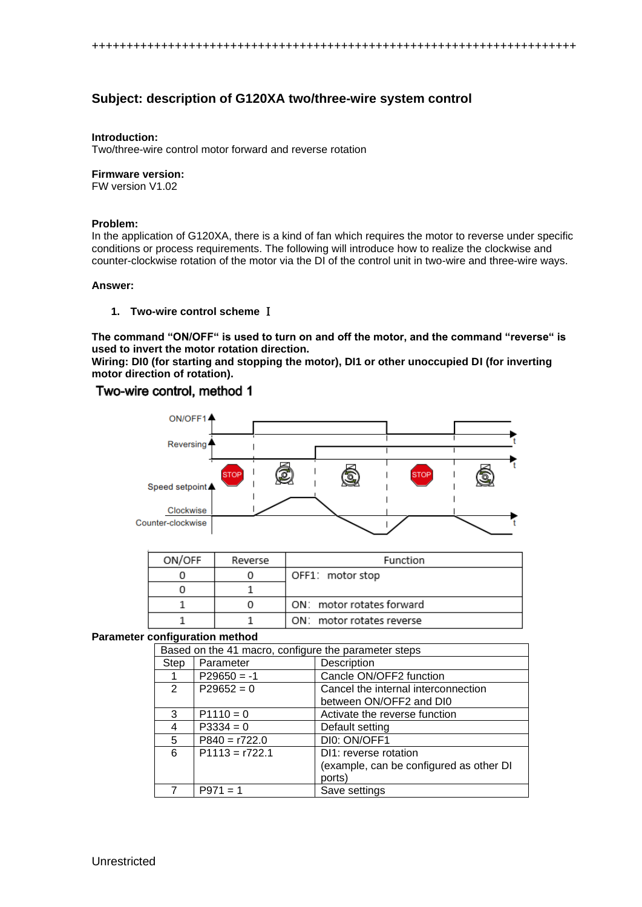+++++++++++++++++++++++++++++++++++++++++++++++++++++++++++++++++++++++++

## Subject: description of G120XA two/three-wire system control

**Introduction:**
Two/three-wire control motor forward and reverse rotation

**Firmware version:**
FW version V1.02

**Problem:**
In the application of G120XA, there is a kind of fan which requires the motor to reverse under specific conditions or process requirements. The following will introduce how to realize the clockwise and counter-clockwise rotation of the motor via the DI of the control unit in two-wire and three-wire ways.

**Answer:**

1. **Two-wire control scheme Ⅰ**

**The command "ON/OFF" is used to turn on and off the motor, and the command "reverse" is used to invert the motor rotation direction.**
**Wiring: DI0 (for starting and stopping the motor), DI1 or other unoccupied DI (for inverting motor direction of rotation).**

**Two-wire control, method 1**

ON/OFF1
Reversing
Speed setpoint
Clockwise
Counter-clockwise

| ON/OFF | Reverse | Function |
|---|---|---|
| 0 | 0 | OFF1: motor stop |
| 0 | 1 | |
| 1 | 0 | ON: motor rotates forward |
| 1 | 1 | ON: motor rotates reverse |

**Parameter configuration method**

| Based on the 41 macro, configure the parameter steps | | |
|---|---|---|
| Step | Parameter | Description |
| 1 | P29650 = -1 | Cancle ON/OFF2 function |
| 2 | P29652 = 0 | Cancel the internal interconnection between ON/OFF2 and DI0 |
| 3 | P1110 = 0 | Activate the reverse function |
| 4 | P3334 = 0 | Default setting |
| 5 | P840 = r722.0 | DI0: ON/OFF1 |
| 6 | P1113 = r722.1 | DI1: reverse rotation (example, can be configured as other DI ports) |
| 7 | P971 = 1 | Save settings |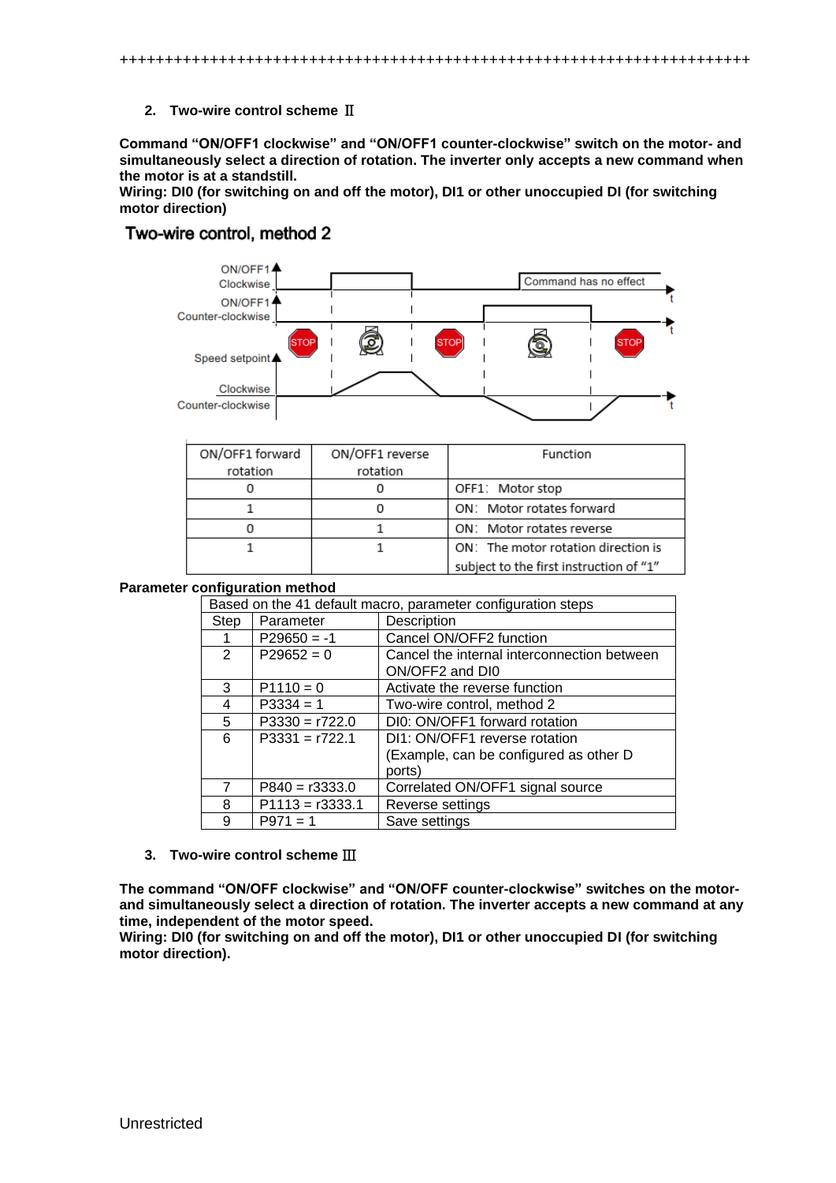++++++++++++++++++++++++++++++++++++++++++++++++++++++++++++++++++++++++++

2. **Two-wire control scheme Ⅱ**

**Command "ON/OFF1 clockwise" and "ON/OFF1 counter-clockwise" switch on the motor- and simultaneously select a direction of rotation. The inverter only accepts a new command when the motor is at a standstill.**
**Wiring: DI0 (for switching on and off the motor), DI1 or other unoccupied DI (for switching motor direction)**

**Two-wire control, method 2**

| ON/OFF1 forward rotation | ON/OFF1 reverse rotation | Function |
|---|---|---|
| 0 | 0 | OFF1: Motor stop |
| 1 | 0 | ON: Motor rotates forward |
| 0 | 1 | ON: Motor rotates reverse |
| 1 | 1 | ON: The motor rotation direction is subject to the first instruction of "1" |

**Parameter configuration method**

| Based on the 41 default macro, parameter configuration steps | | |
|---|---|---|
| Step | Parameter | Description |
| 1 | P29650 = -1 | Cancel ON/OFF2 function |
| 2 | P29652 = 0 | Cancel the internal interconnection between ON/OFF2 and DI0 |
| 3 | P1110 = 0 | Activate the reverse function |
| 4 | P3334 = 1 | Two-wire control, method 2 |
| 5 | P3330 = r722.0 | DI0: ON/OFF1 forward rotation |
| 6 | P3331 = r722.1 | DI1: ON/OFF1 reverse rotation (Example, can be configured as other D ports) |
| 7 | P840 = r3333.0 | Correlated ON/OFF1 signal source |
| 8 | P1113 = r3333.1 | Reverse settings |
| 9 | P971 = 1 | Save settings |

3. **Two-wire control scheme Ⅲ**

**The command "ON/OFF clockwise" and "ON/OFF counter-clockwise" switches on the motor- and simultaneously select a direction of rotation. The inverter accepts a new command at any time, independent of the motor speed.**
**Wiring: DI0 (for switching on and off the motor), DI1 or other unoccupied DI (for switching motor direction).**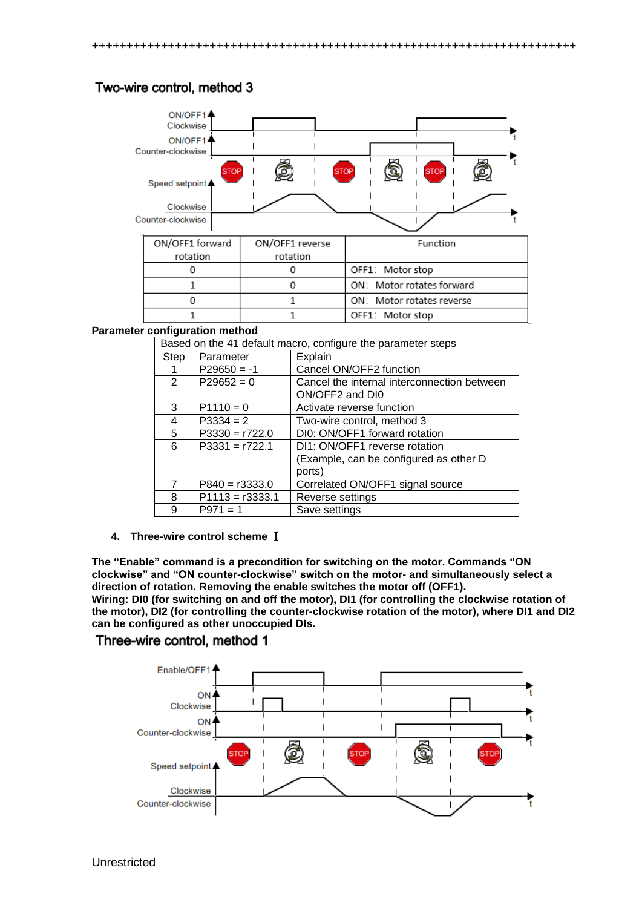++++++++++++++++++++++++++++++++++++++++++++++++++++++++++++++++++++++++

## Two-wire control, method 3

| ON/OFF1 forward rotation | ON/OFF1 reverse rotation | Function |
|---|---|---|
| 0 | 0 | OFF1: Motor stop |
| 1 | 0 | ON: Motor rotates forward |
| 0 | 1 | ON: Motor rotates reverse |
| 1 | 1 | OFF1: Motor stop |

**Parameter configuration method**

| Based on the 41 default macro, configure the parameter steps | | |
|---|---|---|
| Step | Parameter | Explain |
| 1 | P29650 = -1 | Cancel ON/OFF2 function |
| 2 | P29652 = 0 | Cancel the internal interconnection between ON/OFF2 and DI0 |
| 3 | P1110 = 0 | Activate reverse function |
| 4 | P3334 = 2 | Two-wire control, method 3 |
| 5 | P3330 = r722.0 | DI0: ON/OFF1 forward rotation |
| 6 | P3331 = r722.1 | DI1: ON/OFF1 reverse rotation (Example, can be configured as other D ports) |
| 7 | P840 = r3333.0 | Correlated ON/OFF1 signal source |
| 8 | P1113 = r3333.1 | Reverse settings |
| 9 | P971 = 1 | Save settings |

4. **Three-wire control scheme Ⅰ**

**The “Enable” command is a precondition for switching on the motor. Commands “ON clockwise” and “ON counter-clockwise” switch on the motor- and simultaneously select a direction of rotation. Removing the enable switches the motor off (OFF1).**
**Wiring: DI0 (for switching on and off the motor), DI1 (for controlling the clockwise rotation of the motor), DI2 (for controlling the counter-clockwise rotation of the motor), where DI1 and DI2 can be configured as other unoccupied DIs.**

## Three-wire control, method 1

Unrestricted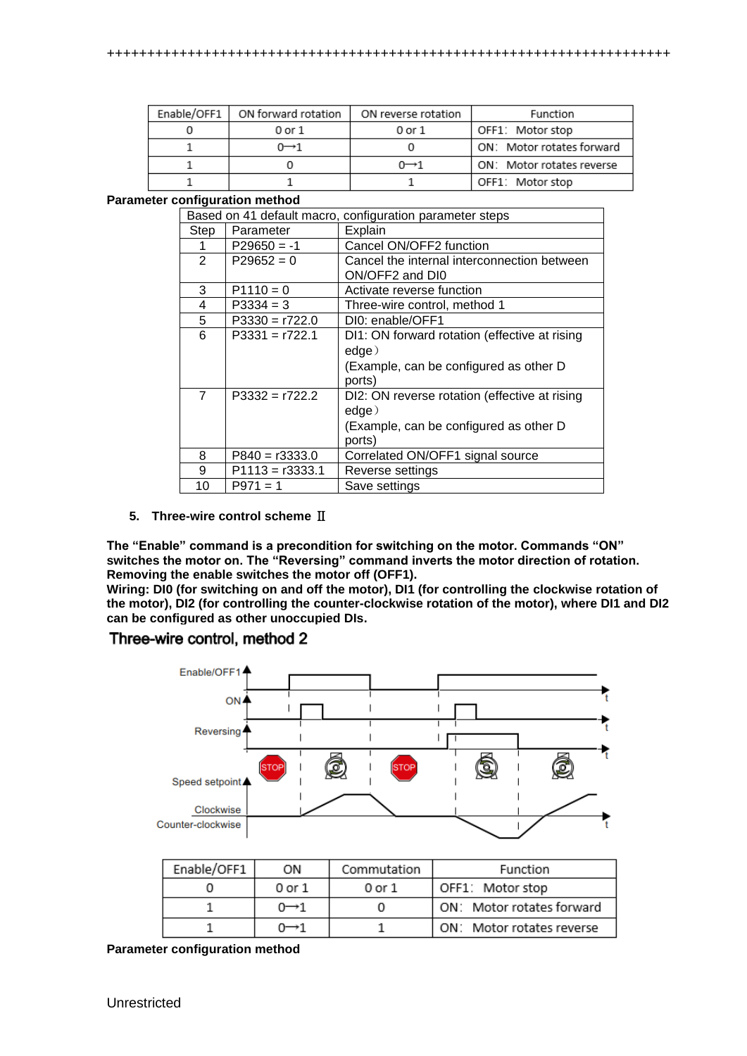+++++++++++++++++++++++++++++++++++++++++++++++++++++++++++++++++++++++

| Enable/OFF1 | ON forward rotation | ON reverse rotation | Function |
|---|---|---|---|
| 0 | 0 or 1 | 0 or 1 | OFF1: Motor stop |
| 1 | 0→1 | 0 | ON: Motor rotates forward |
| 1 | 0 | 0→1 | ON: Motor rotates reverse |
| 1 | 1 | 1 | OFF1: Motor stop |

**Parameter configuration method**

| Based on 41 default macro, configuration parameter steps | | |
|---|---|---|
| Step | Parameter | Explain |
| 1 | P29650 = -1 | Cancel ON/OFF2 function |
| 2 | P29652 = 0 | Cancel the internal interconnection between ON/OFF2 and DI0 |
| 3 | P1110 = 0 | Activate reverse function |
| 4 | P3334 = 3 | Three-wire control, method 1 |
| 5 | P3330 = r722.0 | DI0: enable/OFF1 |
| 6 | P3331 = r722.1 | DI1: ON forward rotation (effective at rising edge）(Example, can be configured as other D ports) |
| 7 | P3332 = r722.2 | DI2: ON reverse rotation (effective at rising edge）(Example, can be configured as other D ports) |
| 8 | P840 = r3333.0 | Correlated ON/OFF1 signal source |
| 9 | P1113 = r3333.1 | Reverse settings |
| 10 | P971 = 1 | Save settings |

5. **Three-wire control scheme Ⅱ**

**The "Enable" command is a precondition for switching on the motor. Commands "ON" switches the motor on. The "Reversing" command inverts the motor direction of rotation. Removing the enable switches the motor off (OFF1).**
**Wiring: DI0 (for switching on and off the motor), DI1 (for controlling the clockwise rotation of the motor), DI2 (for controlling the counter-clockwise rotation of the motor), where DI1 and DI2 can be configured as other unoccupied DIs.**

**Three-wire control, method 2**

Enable/OFF1, ON, Reversing, Speed setpoint, Clockwise, Counter-clockwise, t, STOP

| Enable/OFF1 | ON | Commutation | Function |
|---|---|---|---|
| 0 | 0 or 1 | 0 or 1 | OFF1: Motor stop |
| 1 | 0→1 | 0 | ON: Motor rotates forward |
| 1 | 0→1 | 1 | ON: Motor rotates reverse |

**Parameter configuration method**

Unrestricted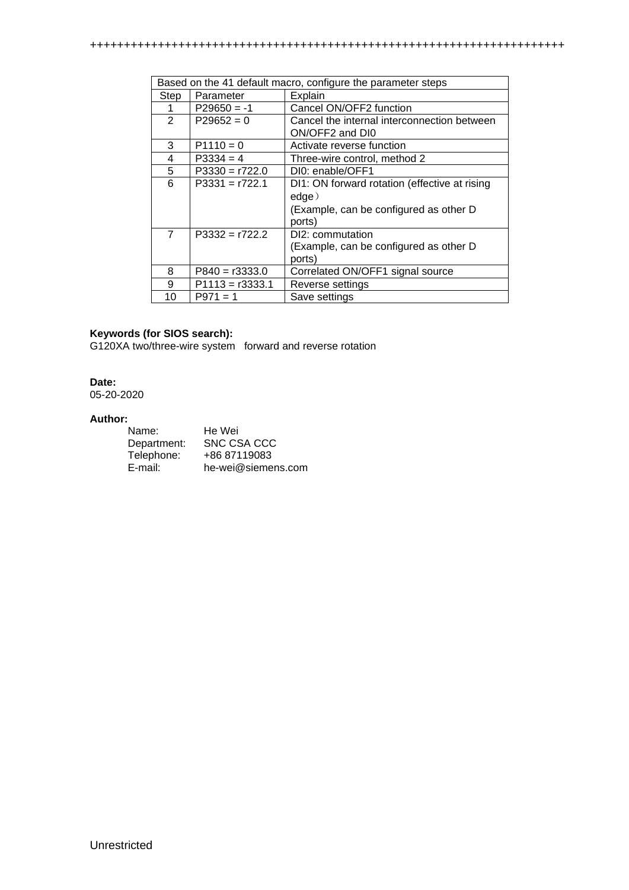++++++++++++++++++++++++++++++++++++++++++++++++++++++++++++++++++++++++

| Based on the 41 default macro, configure the parameter steps | | |
|---|---|---|
| Step | Parameter | Explain |
| 1 | P29650 = -1 | Cancel ON/OFF2 function |
| 2 | P29652 = 0 | Cancel the internal interconnection between ON/OFF2 and DI0 |
| 3 | P1110 = 0 | Activate reverse function |
| 4 | P3334 = 4 | Three-wire control, method 2 |
| 5 | P3330 = r722.0 | DI0: enable/OFF1 |
| 6 | P3331 = r722.1 | DI1: ON forward rotation (effective at rising edge） (Example, can be configured as other D ports) |
| 7 | P3332 = r722.2 | DI2: commutation (Example, can be configured as other D ports) |
| 8 | P840 = r3333.0 | Correlated ON/OFF1 signal source |
| 9 | P1113 = r3333.1 | Reverse settings |
| 10 | P971 = 1 | Save settings |

**Keywords (for SIOS search):**
G120XA two/three-wire system   forward and reverse rotation

**Date:**
05-20-2020

**Author:**

Name: He Wei
Department: SNC CSA CCC
Telephone: +86 87119083
E-mail: he-wei@siemens.com

Unrestricted